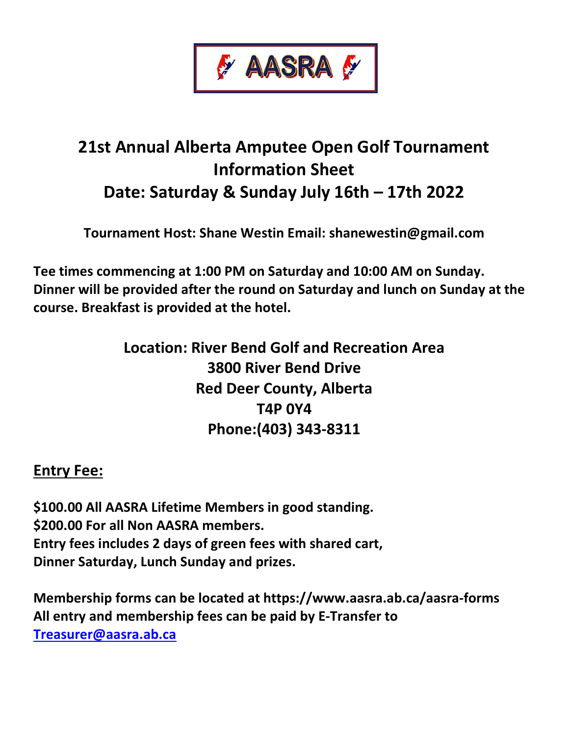AASRA

# 21st Annual Alberta Amputee Open Golf Tournament Information Sheet

## Date: Saturday & Sunday July 16th – 17th 2022

**Tournament Host: Shane Westin Email: shanewestin@gmail.com**

**Tee times commencing at 1:00 PM on Saturday and 10:00 AM on Sunday. Dinner will be provided after the round on Saturday and lunch on Sunday at the course. Breakfast is provided at the hotel.**

**Location: River Bend Golf and Recreation Area**
**3800 River Bend Drive**
**Red Deer County, Alberta**
**T4P 0Y4**
**Phone:(403) 343-8311**

## Entry Fee:

**$100.00 All AASRA Lifetime Members in good standing.**
**$200.00 For all Non AASRA members.**
**Entry fees includes 2 days of green fees with shared cart, Dinner Saturday, Lunch Sunday and prizes.**

**Membership forms can be located at https://www.aasra.ab.ca/aasra-forms**
**All entry and membership fees can be paid by E-Transfer to [Treasurer@aasra.ab.ca](mailto:Treasurer@aasra.ab.ca)**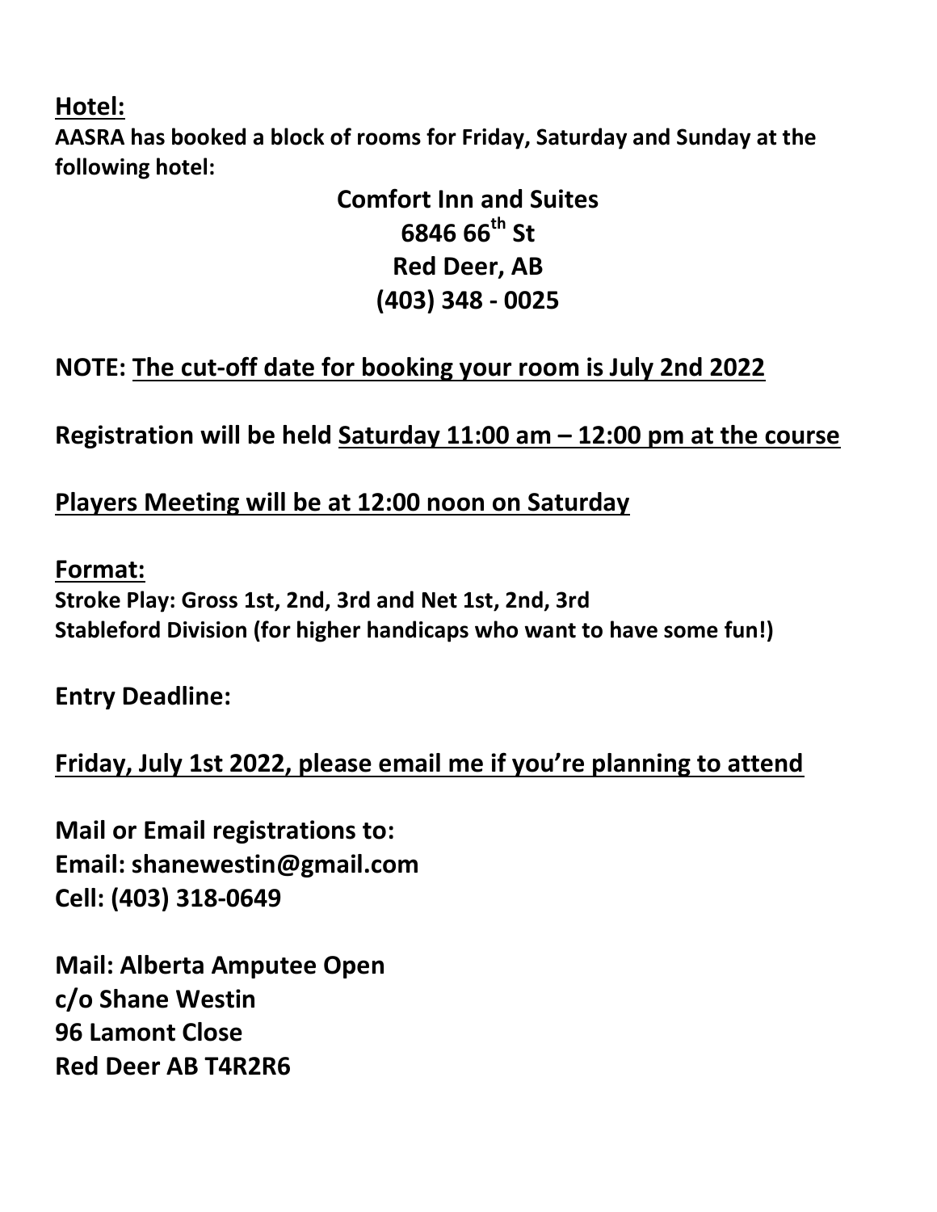**Hotel:**

**AASRA has booked a block of rooms for Friday, Saturday and Sunday at the following hotel:**

**Comfort Inn and Suites**
**6846 66$^{th}$ St**
**Red Deer, AB**
**(403) 348 - 0025**

**NOTE: The cut-off date for booking your room is July 2nd 2022**

**Registration will be held Saturday 11:00 am – 12:00 pm at the course**

**Players Meeting will be at 12:00 noon on Saturday**

**Format:**

**Stroke Play: Gross 1st, 2nd, 3rd and Net 1st, 2nd, 3rd**
**Stableford Division (for higher handicaps who want to have some fun!)**

**Entry Deadline:**

**Friday, July 1st 2022, please email me if you're planning to attend**

**Mail or Email registrations to:**
**Email: shanewestin@gmail.com**
**Cell: (403) 318-0649**

**Mail: Alberta Amputee Open**
**c/o Shane Westin**
**96 Lamont Close**
**Red Deer AB T4R2R6**